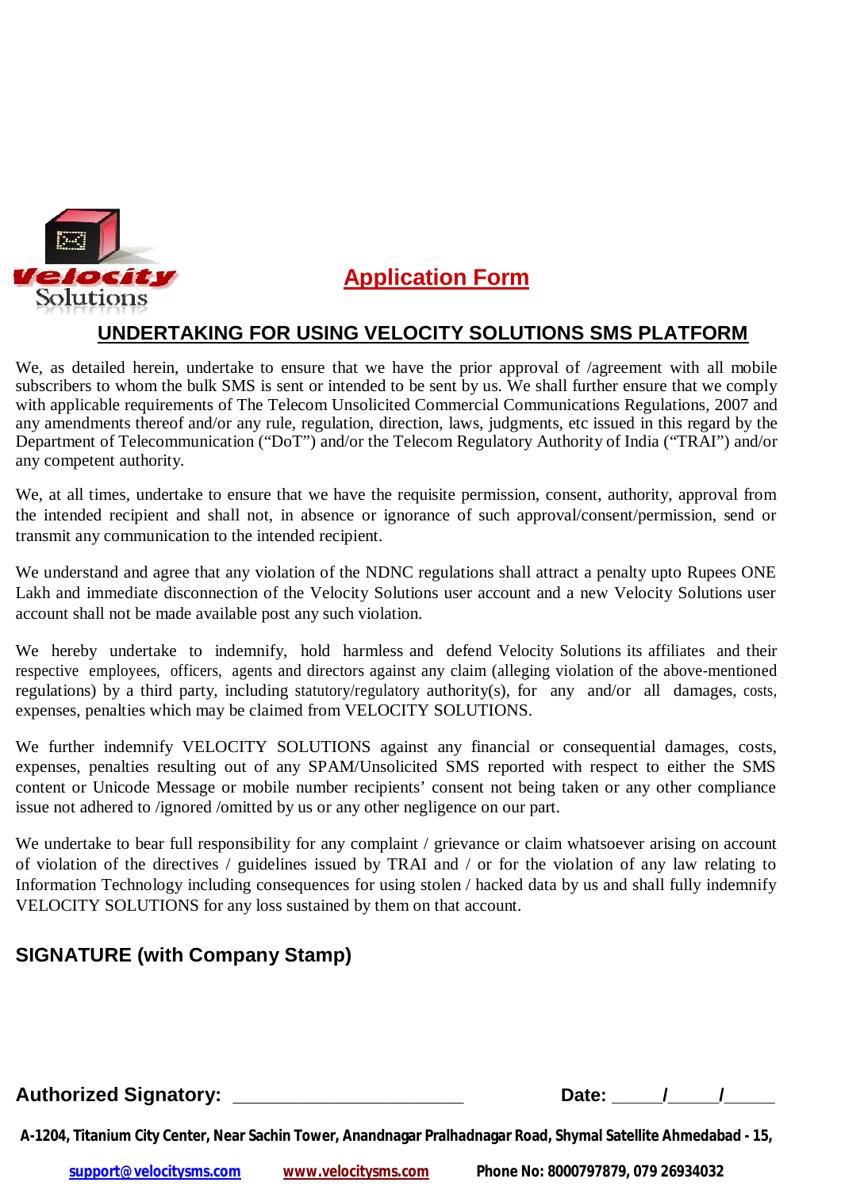Velocity Solutions

# Application Form

## UNDERTAKING FOR USING VELOCITY SOLUTIONS SMS PLATFORM

We, as detailed herein, undertake to ensure that we have the prior approval of /agreement with all mobile subscribers to whom the bulk SMS is sent or intended to be sent by us. We shall further ensure that we comply with applicable requirements of The Telecom Unsolicited Commercial Communications Regulations, 2007 and any amendments thereof and/or any rule, regulation, direction, laws, judgments, etc issued in this regard by the Department of Telecommunication ("DoT") and/or the Telecom Regulatory Authority of India ("TRAI") and/or any competent authority.

We, at all times, undertake to ensure that we have the requisite permission, consent, authority, approval from the intended recipient and shall not, in absence or ignorance of such approval/consent/permission, send or transmit any communication to the intended recipient.

We understand and agree that any violation of the NDNC regulations shall attract a penalty upto Rupees ONE Lakh and immediate disconnection of the Velocity Solutions user account and a new Velocity Solutions user account shall not be made available post any such violation.

We hereby undertake to indemnify, hold harmless and defend Velocity Solutions its affiliates and their respective employees, officers, agents and directors against any claim (alleging violation of the above-mentioned regulations) by a third party, including statutory/regulatory authority(s), for any and/or all damages, costs, expenses, penalties which may be claimed from VELOCITY SOLUTIONS.

We further indemnify VELOCITY SOLUTIONS against any financial or consequential damages, costs, expenses, penalties resulting out of any SPAM/Unsolicited SMS reported with respect to either the SMS content or Unicode Message or mobile number recipients' consent not being taken or any other compliance issue not adhered to /ignored /omitted by us or any other negligence on our part.

We undertake to bear full responsibility for any complaint / grievance or claim whatsoever arising on account of violation of the directives / guidelines issued by TRAI and / or for the violation of any law relating to Information Technology including consequences for using stolen / hacked data by us and shall fully indemnify VELOCITY SOLUTIONS for any loss sustained by them on that account.

### SIGNATURE (with Company Stamp)

**Authorized Signatory:** ______________________ **Date:** _____/_____/_____

**A-1204, Titanium City Center, Near Sachin Tower, Anandnagar Pralhadnagar Road, Shymal Satellite Ahmedabad - 15,**

support@velocitysms.com www.velocitysms.com **Phone No: 8000797879, 079 26934032**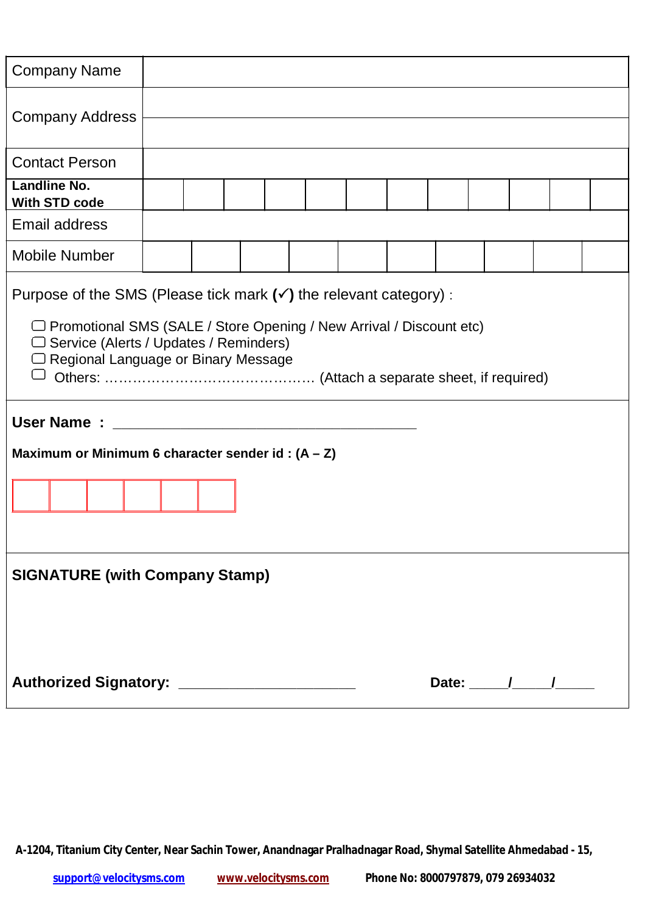| | |
|---|---|
| Company Name | |
| Company Address | |
| | |
| Contact Person | |
| **Landline No. With STD code** | | | | | | | | | | | | |
| Email address | |
| Mobile Number | | | | | | | | | | |

Purpose of the SMS (Please tick mark **(✓)** the relevant category) :

- ☐ Promotional SMS (SALE / Store Opening / New Arrival / Discount etc)
- ☐ Service (Alerts / Updates / Reminders)
- ☐ Regional Language or Binary Message
- ☐ Others: ……………………………………… (Attach a separate sheet, if required)

**User Name :** ___________________________________

**Maximum or Minimum 6 character sender id : (A – Z)**

| | | | | | |
|---|---|---|---|---|---|
| | | | | | |

**SIGNATURE (with Company Stamp)**

**Authorized Signatory:** ____________________ **Date:** _____/_____/_____

**A-1204, Titanium City Center, Near Sachin Tower, Anandnagar Pralhadnagar Road, Shymal Satellite Ahmedabad - 15,**

support@velocitysms.com www.velocitysms.com **Phone No: 8000797879, 079 26934032**